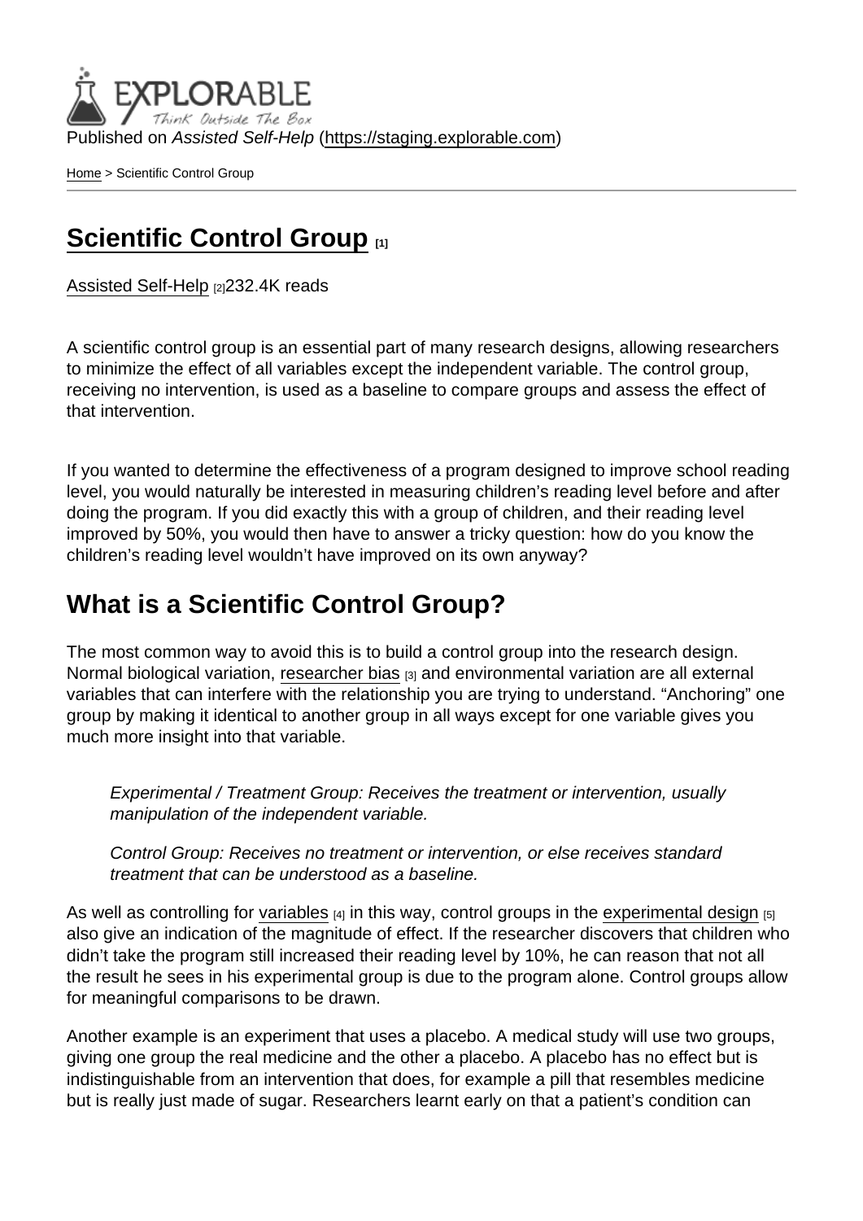Published on Assisted Self-Help (https://staging.explorable.com)

Home > Scientific Control Group

# Scientific Control Group [1]

Assisted Self-Help [2]232.4K reads

A scientific control group is an essential part of many research designs, allowing researchers to minimize the effect of all variables except the independent variable. The control group, receiving no intervention, is used as a baseline to compare groups and assess the effect of that intervention.

If you wanted to determine the effectiveness of a program designed to improve school reading level, you would naturally be interested in measuring children's reading level before and after doing the program. If you did exactly this with a group of children, and their reading level improved by 50%, you would then have to answer a tricky question: how do you know the children's reading level wouldn't have improved on its own anyway?

## What is a Scientific Control Group?

The most common way to avoid this is to build a control group into the research design. Normal biological variation, researcher bias [3] and environmental variation are all external variables that can interfere with the relationship you are trying to understand. "Anchoring" one group by making it identical to another group in all ways except for one variable gives you much more insight into that variable.

> *Experimental / Treatment Group: Receives the treatment or intervention, usually manipulation of the independent variable.*
>
> *Control Group: Receives no treatment or intervention, or else receives standard treatment that can be understood as a baseline.*

As well as controlling for variables [4] in this way, control groups in the experimental design [5] also give an indication of the magnitude of effect. If the researcher discovers that children who didn't take the program still increased their reading level by 10%, he can reason that not all the result he sees in his experimental group is due to the program alone. Control groups allow for meaningful comparisons to be drawn.

Another example is an experiment that uses a placebo. A medical study will use two groups, giving one group the real medicine and the other a placebo. A placebo has no effect but is indistinguishable from an intervention that does, for example a pill that resembles medicine but is really just made of sugar. Researchers learnt early on that a patient's condition can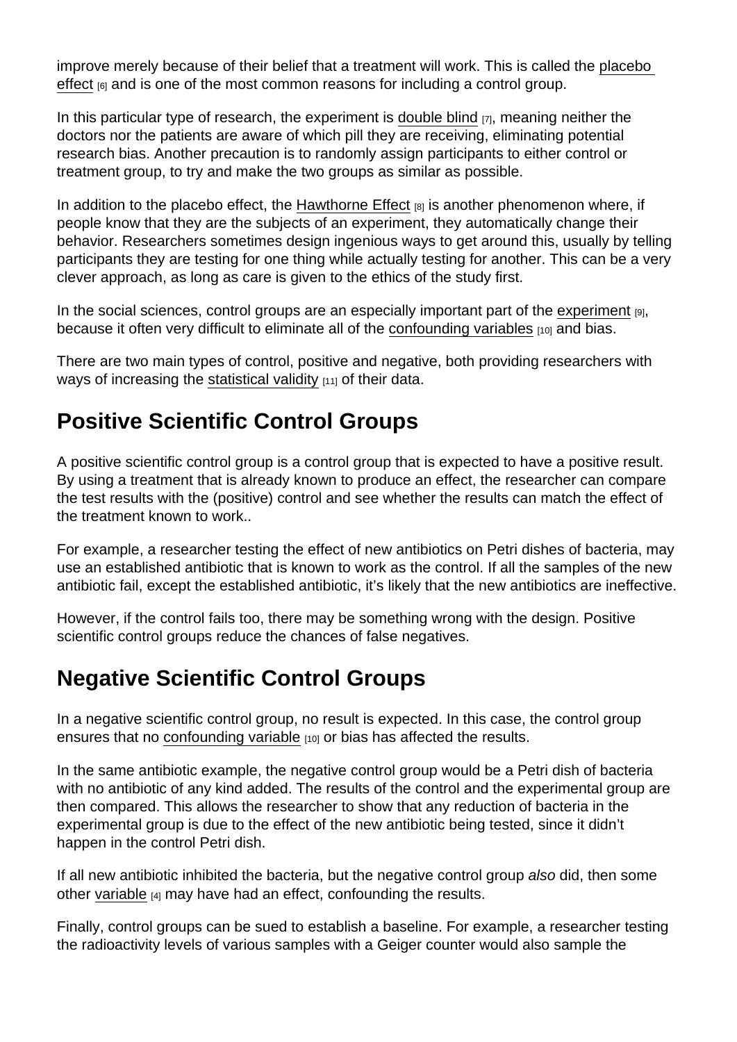improve merely because of their belief that a treatment will work. This is called the placebo effect [6] and is one of the most common reasons for including a control group.

In this particular type of research, the experiment is double blind [7], meaning neither the doctors nor the patients are aware of which pill they are receiving, eliminating potential research bias. Another precaution is to randomly assign participants to either control or treatment group, to try and make the two groups as similar as possible.

In addition to the placebo effect, the Hawthorne Effect [8] is another phenomenon where, if people know that they are the subjects of an experiment, they automatically change their behavior. Researchers sometimes design ingenious ways to get around this, usually by telling participants they are testing for one thing while actually testing for another. This can be a very clever approach, as long as care is given to the ethics of the study first.

In the social sciences, control groups are an especially important part of the experiment [9], because it often very difficult to eliminate all of the confounding variables [10] and bias.

There are two main types of control, positive and negative, both providing researchers with ways of increasing the statistical validity [11] of their data.

## Positive Scientific Control Groups

A positive scientific control group is a control group that is expected to have a positive result. By using a treatment that is already known to produce an effect, the researcher can compare the test results with the (positive) control and see whether the results can match the effect of the treatment known to work..

For example, a researcher testing the effect of new antibiotics on Petri dishes of bacteria, may use an established antibiotic that is known to work as the control. If all the samples of the new antibiotic fail, except the established antibiotic, it's likely that the new antibiotics are ineffective.

However, if the control fails too, there may be something wrong with the design. Positive scientific control groups reduce the chances of false negatives.

## Negative Scientific Control Groups

In a negative scientific control group, no result is expected. In this case, the control group ensures that no confounding variable [10] or bias has affected the results.

In the same antibiotic example, the negative control group would be a Petri dish of bacteria with no antibiotic of any kind added. The results of the control and the experimental group are then compared. This allows the researcher to show that any reduction of bacteria in the experimental group is due to the effect of the new antibiotic being tested, since it didn't happen in the control Petri dish.

If all new antibiotic inhibited the bacteria, but the negative control group *also* did, then some other variable [4] may have had an effect, confounding the results.

Finally, control groups can be sued to establish a baseline. For example, a researcher testing the radioactivity levels of various samples with a Geiger counter would also sample the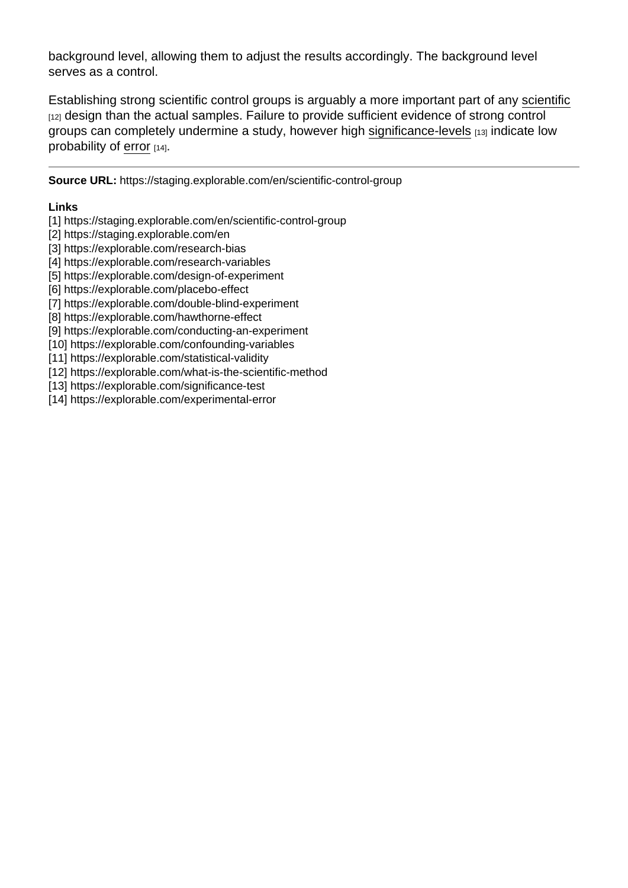background level, allowing them to adjust the results accordingly. The background level serves as a control.

Establishing strong scientific control groups is arguably a more important part of any scientific [12] design than the actual samples. Failure to provide sufficient evidence of strong control groups can completely undermine a study, however high significance-levels [13] indicate low probability of error [14].

---

**Source URL:** https://staging.explorable.com/en/scientific-control-group

**Links**

[1] https://staging.explorable.com/en/scientific-control-group
[2] https://staging.explorable.com/en
[3] https://explorable.com/research-bias
[4] https://explorable.com/research-variables
[5] https://explorable.com/design-of-experiment
[6] https://explorable.com/placebo-effect
[7] https://explorable.com/double-blind-experiment
[8] https://explorable.com/hawthorne-effect
[9] https://explorable.com/conducting-an-experiment
[10] https://explorable.com/confounding-variables
[11] https://explorable.com/statistical-validity
[12] https://explorable.com/what-is-the-scientific-method
[13] https://explorable.com/significance-test
[14] https://explorable.com/experimental-error